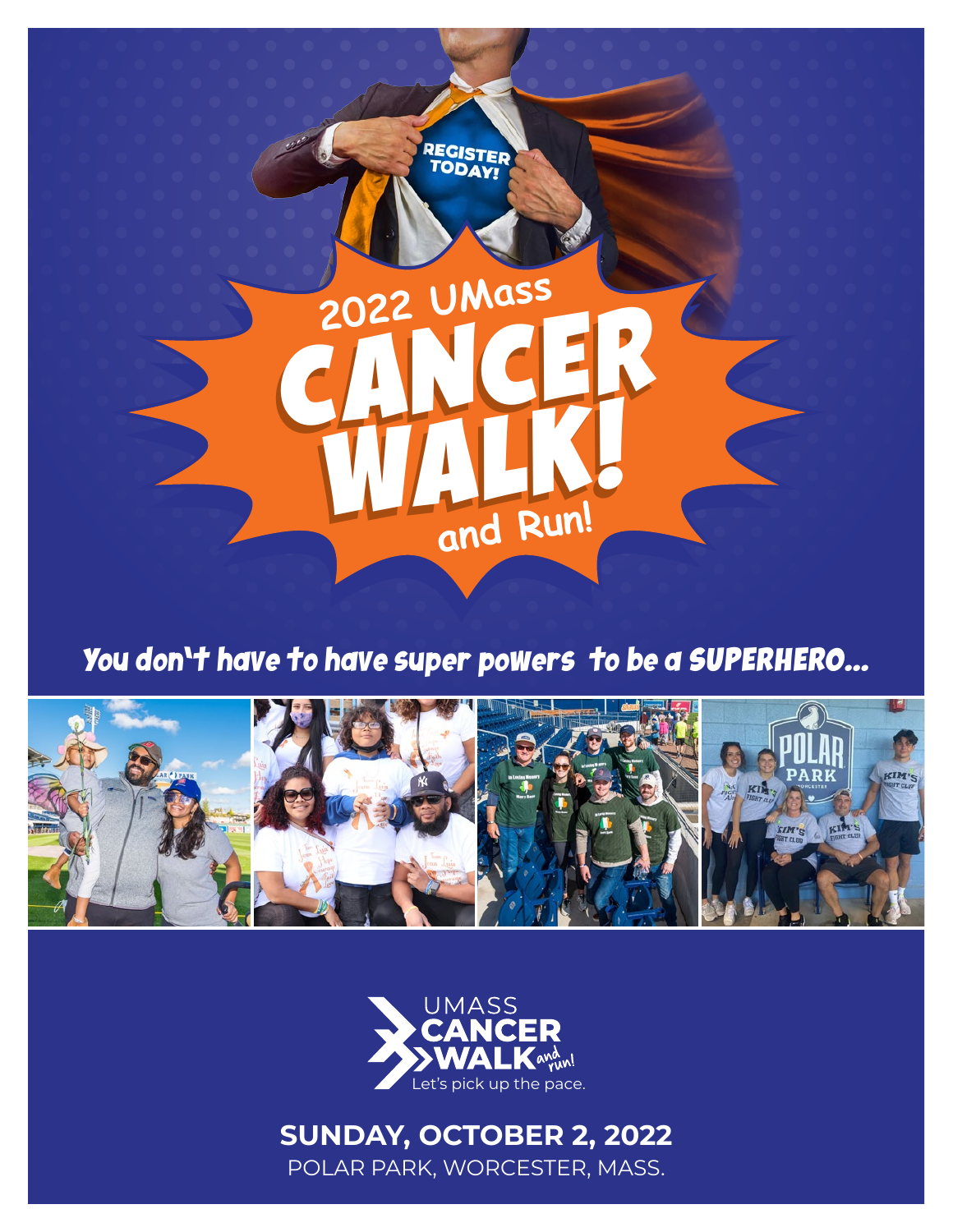REGISTER TODAY!

# 2022 UMass CANCER WALK! and Run!

*You don't have to have super powers to be a SUPERHERO...*

UMASS CANCER WALK and run!
Let's pick up the pace.

**SUNDAY, OCTOBER 2, 2022**

POLAR PARK, WORCESTER, MASS.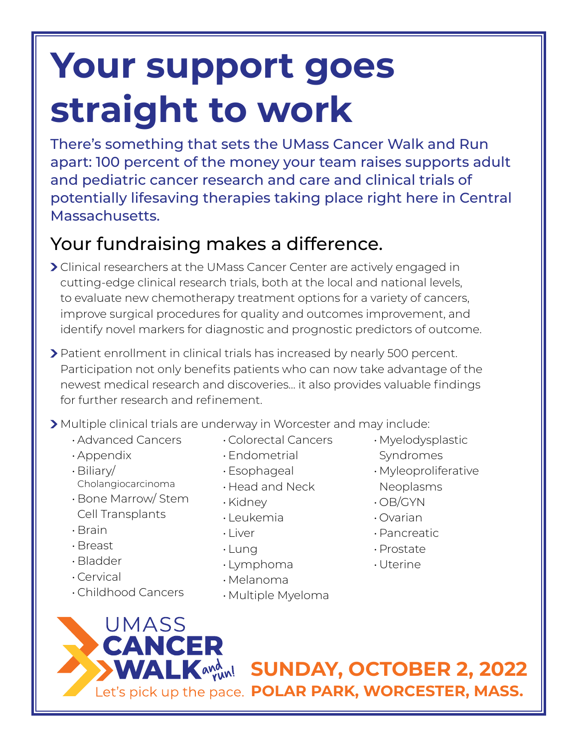# Your support goes straight to work

There's something that sets the UMass Cancer Walk and Run apart: 100 percent of the money your team raises supports adult and pediatric cancer research and care and clinical trials of potentially lifesaving therapies taking place right here in Central Massachusetts.

## Your fundraising makes a difference.

- Clinical researchers at the UMass Cancer Center are actively engaged in cutting-edge clinical research trials, both at the local and national levels, to evaluate new chemotherapy treatment options for a variety of cancers, improve surgical procedures for quality and outcomes improvement, and identify novel markers for diagnostic and prognostic predictors of outcome.

- Patient enrollment in clinical trials has increased by nearly 500 percent. Participation not only benefits patients who can now take advantage of the newest medical research and discoveries… it also provides valuable findings for further research and refinement.

- Multiple clinical trials are underway in Worcester and may include:
  - Advanced Cancers
  - Appendix
  - Biliary/ Cholangiocarcinoma
  - Bone Marrow/ Stem Cell Transplants
  - Brain
  - Breast
  - Bladder
  - Cervical
  - Childhood Cancers
  - Colorectal Cancers
  - Endometrial
  - Esophageal
  - Head and Neck
  - Kidney
  - Leukemia
  - Liver
  - Lung
  - Lymphoma
  - Melanoma
  - Multiple Myeloma
  - Myelodysplastic Syndromes
  - Myleoproliferative Neoplasms
  - OB/GYN
  - Ovarian
  - Pancreatic
  - Prostate
  - Uterine

UMASS CANCER WALK and run!

Let's pick up the pace.

**SUNDAY, OCTOBER 2, 2022**

**POLAR PARK, WORCESTER, MASS.**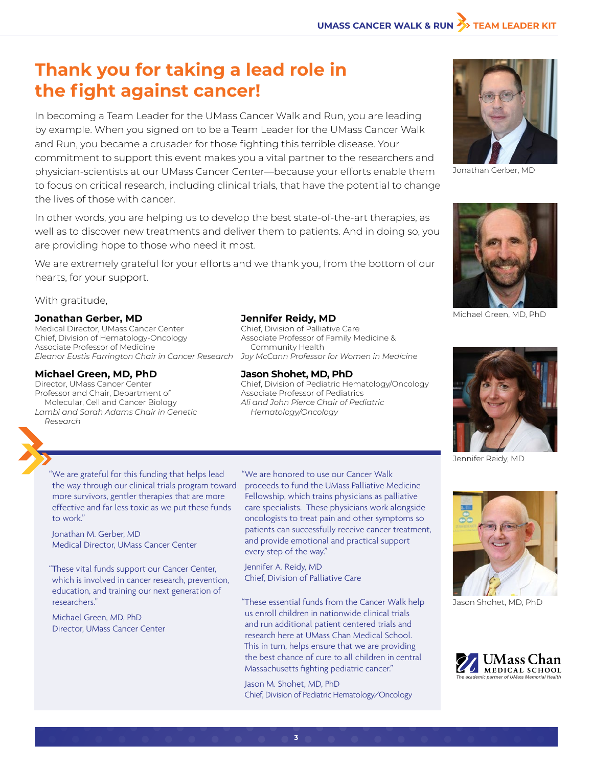# Thank you for taking a lead role in the fight against cancer!

In becoming a Team Leader for the UMass Cancer Walk and Run, you are leading by example. When you signed on to be a Team Leader for the UMass Cancer Walk and Run, you became a crusader for those fighting this terrible disease. Your commitment to support this event makes you a vital partner to the researchers and physician-scientists at our UMass Cancer Center—because your efforts enable them to focus on critical research, including clinical trials, that have the potential to change the lives of those with cancer.

In other words, you are helping us to develop the best state-of-the-art therapies, as well as to discover new treatments and deliver them to patients. And in doing so, you are providing hope to those who need it most.

We are extremely grateful for your efforts and we thank you, from the bottom of our hearts, for your support.

With gratitude,

**Jonathan Gerber, MD**
Medical Director, UMass Cancer Center
Chief, Division of Hematology-Oncology
Associate Professor of Medicine
*Eleanor Eustis Farrington Chair in Cancer Research*

**Michael Green, MD, PhD**
Director, UMass Cancer Center
Professor and Chair, Department of Molecular, Cell and Cancer Biology
*Lambi and Sarah Adams Chair in Genetic Research*

**Jennifer Reidy, MD**
Chief, Division of Palliative Care
Associate Professor of Family Medicine & Community Health
*Joy McCann Professor for Women in Medicine*

**Jason Shohet, MD, PhD**
Chief, Division of Pediatric Hematology/Oncology
Associate Professor of Pediatrics
*Ali and John Pierce Chair of Pediatric Hematology/Oncology*

"We are grateful for this funding that helps lead the way through our clinical trials program toward more survivors, gentler therapies that are more effective and far less toxic as we put these funds to work."

Jonathan M. Gerber, MD
Medical Director, UMass Cancer Center

"These vital funds support our Cancer Center, which is involved in cancer research, prevention, education, and training our next generation of researchers."

Michael Green, MD, PhD
Director, UMass Cancer Center

"We are honored to use our Cancer Walk proceeds to fund the UMass Palliative Medicine Fellowship, which trains physicians as palliative care specialists. These physicians work alongside oncologists to treat pain and other symptoms so patients can successfully receive cancer treatment, and provide emotional and practical support every step of the way."

Jennifer A. Reidy, MD
Chief, Division of Palliative Care

"These essential funds from the Cancer Walk help us enroll children in nationwide clinical trials and run additional patient centered trials and research here at UMass Chan Medical School. This in turn, helps ensure that we are providing the best chance of cure to all children in central Massachusetts fighting pediatric cancer."

Jason M. Shohet, MD, PhD
Chief, Division of Pediatric Hematology/Oncology

Jonathan Gerber, MD

Michael Green, MD, PhD

Jennifer Reidy, MD

Jason Shohet, MD, PhD

UMass Chan MEDICAL SCHOOL
*The academic partner of UMass Memorial Health*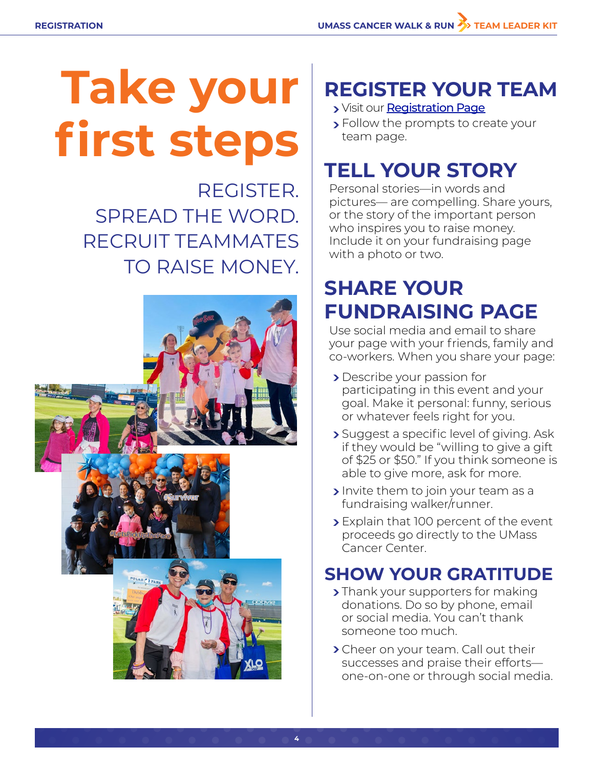# Take your first steps

REGISTER.
SPREAD THE WORD.
RECRUIT TEAMMATES
TO RAISE MONEY.

## REGISTER YOUR TEAM

- Visit our [Registration Page]
- Follow the prompts to create your team page.

## TELL YOUR STORY

Personal stories—in words and pictures— are compelling. Share yours, or the story of the important person who inspires you to raise money. Include it on your fundraising page with a photo or two.

## SHARE YOUR FUNDRAISING PAGE

Use social media and email to share your page with your friends, family and co-workers. When you share your page:

- Describe your passion for participating in this event and your goal. Make it personal: funny, serious or whatever feels right for you.
- Suggest a specific level of giving. Ask if they would be "willing to give a gift of $25 or $50." If you think someone is able to give more, ask for more.
- Invite them to join your team as a fundraising walker/runner.
- Explain that 100 percent of the event proceeds go directly to the UMass Cancer Center.

## SHOW YOUR GRATITUDE

- Thank your supporters for making donations. Do so by phone, email or social media. You can't thank someone too much.
- Cheer on your team. Call out their successes and praise their efforts— one-on-one or through social media.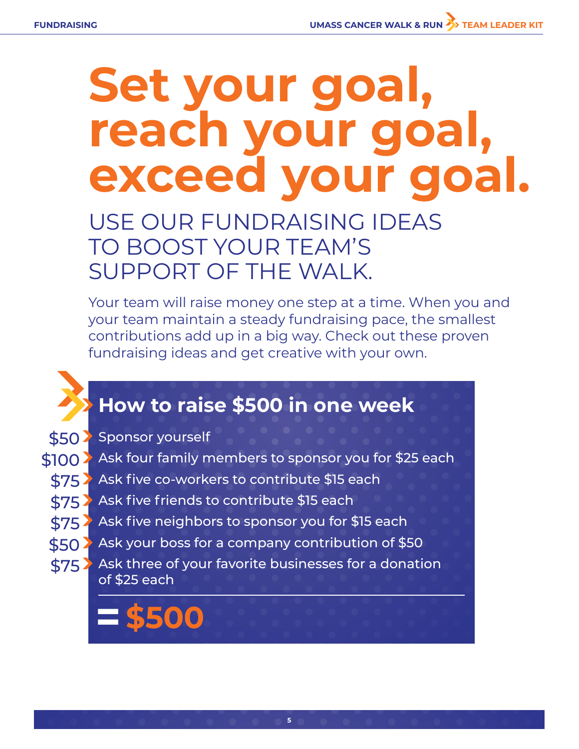# Set your goal, reach your goal, exceed your goal.

## USE OUR FUNDRAISING IDEAS TO BOOST YOUR TEAM'S SUPPORT OF THE WALK.

Your team will raise money one step at a time. When you and your team maintain a steady fundraising pace, the smallest contributions add up in a big way. Check out these proven fundraising ideas and get creative with your own.

### How to raise $500 in one week

- $50 — Sponsor yourself
- $100 — Ask four family members to sponsor you for $25 each
- $75 — Ask five co-workers to contribute $15 each
- $75 — Ask five friends to contribute $15 each
- $75 — Ask five neighbors to sponsor you for $15 each
- $50 — Ask your boss for a company contribution of $50
- $75 — Ask three of your favorite businesses for a donation of $25 each

**= $500**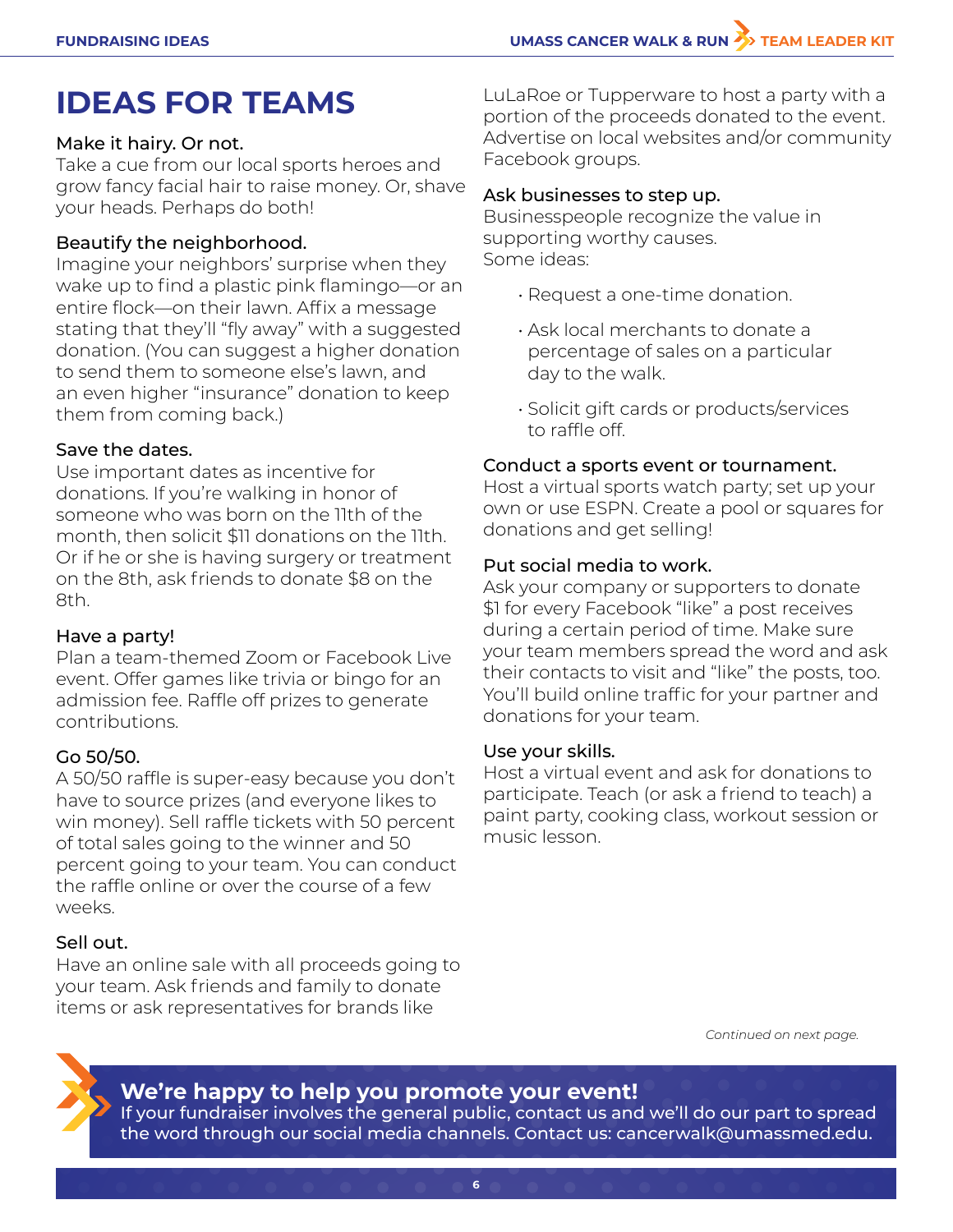# IDEAS FOR TEAMS

### Make it hairy. Or not.

Take a cue from our local sports heroes and grow fancy facial hair to raise money. Or, shave your heads. Perhaps do both!

### Beautify the neighborhood.

Imagine your neighbors' surprise when they wake up to find a plastic pink flamingo—or an entire flock—on their lawn. Affix a message stating that they'll "fly away" with a suggested donation. (You can suggest a higher donation to send them to someone else's lawn, and an even higher "insurance" donation to keep them from coming back.)

### Save the dates.

Use important dates as incentive for donations. If you're walking in honor of someone who was born on the 11th of the month, then solicit $11 donations on the 11th. Or if he or she is having surgery or treatment on the 8th, ask friends to donate $8 on the 8th.

### Have a party!

Plan a team-themed Zoom or Facebook Live event. Offer games like trivia or bingo for an admission fee. Raffle off prizes to generate contributions.

### Go 50/50.

A 50/50 raffle is super-easy because you don't have to source prizes (and everyone likes to win money). Sell raffle tickets with 50 percent of total sales going to the winner and 50 percent going to your team. You can conduct the raffle online or over the course of a few weeks.

### Sell out.

Have an online sale with all proceeds going to your team. Ask friends and family to donate items or ask representatives for brands like LuLaRoe or Tupperware to host a party with a portion of the proceeds donated to the event. Advertise on local websites and/or community Facebook groups.

### Ask businesses to step up.

Businesspeople recognize the value in supporting worthy causes.
Some ideas:

- Request a one-time donation.
- Ask local merchants to donate a percentage of sales on a particular day to the walk.
- Solicit gift cards or products/services to raffle off.

### Conduct a sports event or tournament.

Host a virtual sports watch party; set up your own or use ESPN. Create a pool or squares for donations and get selling!

### Put social media to work.

Ask your company or supporters to donate $1 for every Facebook "like" a post receives during a certain period of time. Make sure your team members spread the word and ask their contacts to visit and "like" the posts, too. You'll build online traffic for your partner and donations for your team.

### Use your skills.

Host a virtual event and ask for donations to participate. Teach (or ask a friend to teach) a paint party, cooking class, workout session or music lesson.

*Continued on next page.*

**We're happy to help you promote your event!**
If your fundraiser involves the general public, contact us and we'll do our part to spread the word through our social media channels. Contact us: cancerwalk@umassmed.edu.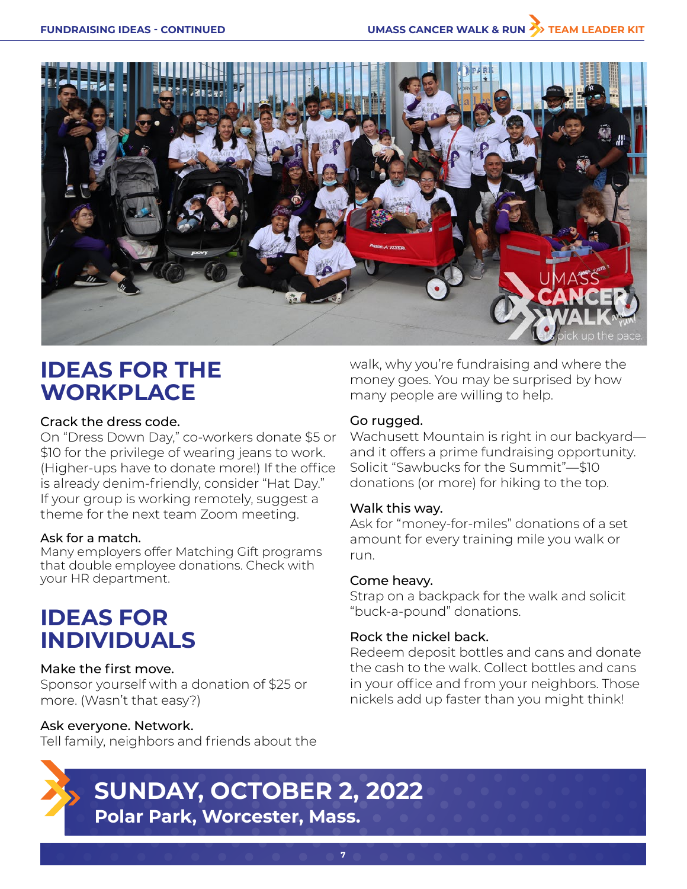## IDEAS FOR THE WORKPLACE

**Crack the dress code.**
On "Dress Down Day," co-workers donate $5 or $10 for the privilege of wearing jeans to work. (Higher-ups have to donate more!) If the office is already denim-friendly, consider "Hat Day." If your group is working remotely, suggest a theme for the next team Zoom meeting.

**Ask for a match.**
Many employers offer Matching Gift programs that double employee donations. Check with your HR department.

## IDEAS FOR INDIVIDUALS

**Make the first move.**
Sponsor yourself with a donation of $25 or more. (Wasn't that easy?)

**Ask everyone. Network.**
Tell family, neighbors and friends about the walk, why you're fundraising and where the money goes. You may be surprised by how many people are willing to help.

**Go rugged.**
Wachusett Mountain is right in our backyard—and it offers a prime fundraising opportunity. Solicit "Sawbucks for the Summit"—$10 donations (or more) for hiking to the top.

**Walk this way.**
Ask for "money-for-miles" donations of a set amount for every training mile you walk or run.

**Come heavy.**
Strap on a backpack for the walk and solicit "buck-a-pound" donations.

**Rock the nickel back.**
Redeem deposit bottles and cans and donate the cash to the walk. Collect bottles and cans in your office and from your neighbors. Those nickels add up faster than you might think!

**SUNDAY, OCTOBER 2, 2022**
**Polar Park, Worcester, Mass.**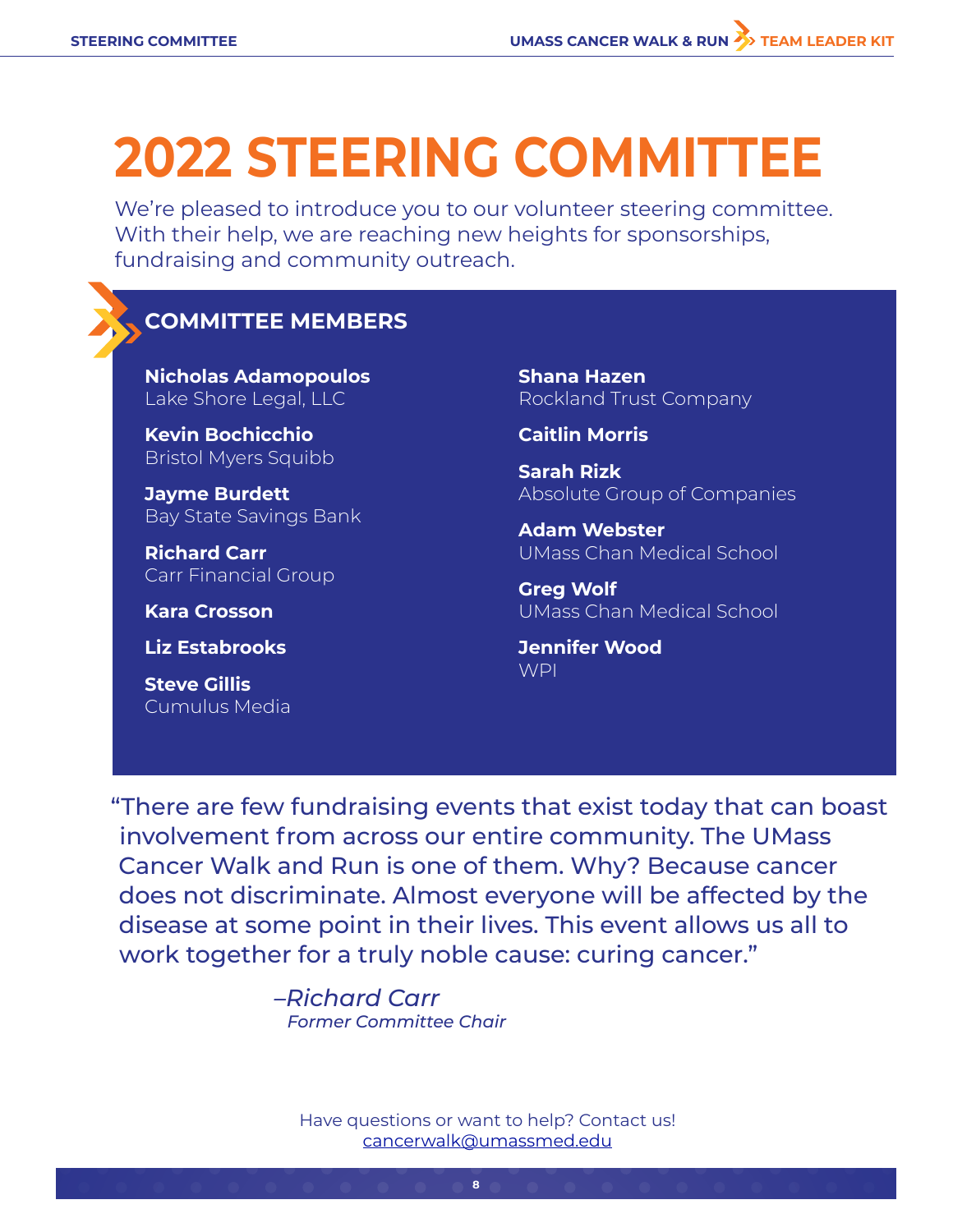# 2022 STEERING COMMITTEE

We're pleased to introduce you to our volunteer steering committee. With their help, we are reaching new heights for sponsorships, fundraising and community outreach.

## COMMITTEE MEMBERS

**Nicholas Adamopoulos**
Lake Shore Legal, LLC

**Kevin Bochicchio**
Bristol Myers Squibb

**Jayme Burdett**
Bay State Savings Bank

**Richard Carr**
Carr Financial Group

**Kara Crosson**

**Liz Estabrooks**

**Steve Gillis**
Cumulus Media

**Shana Hazen**
Rockland Trust Company

**Caitlin Morris**

**Sarah Rizk**
Absolute Group of Companies

**Adam Webster**
UMass Chan Medical School

**Greg Wolf**
UMass Chan Medical School

**Jennifer Wood**
WPI

"There are few fundraising events that exist today that can boast involvement from across our entire community. The UMass Cancer Walk and Run is one of them. Why? Because cancer does not discriminate. Almost everyone will be affected by the disease at some point in their lives. This event allows us all to work together for a truly noble cause: curing cancer."

*–Richard Carr*
*Former Committee Chair*

Have questions or want to help? Contact us!
cancerwalk@umassmed.edu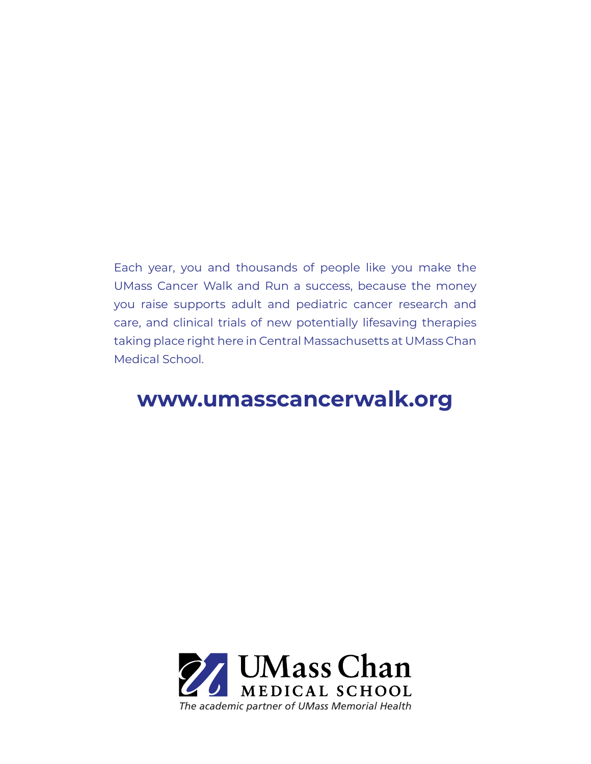Each year, you and thousands of people like you make the UMass Cancer Walk and Run a success, because the money you raise supports adult and pediatric cancer research and care, and clinical trials of new potentially lifesaving therapies taking place right here in Central Massachusetts at UMass Chan Medical School.

**www.umasscancerwalk.org**

UMass Chan
MEDICAL SCHOOL
*The academic partner of UMass Memorial Health*